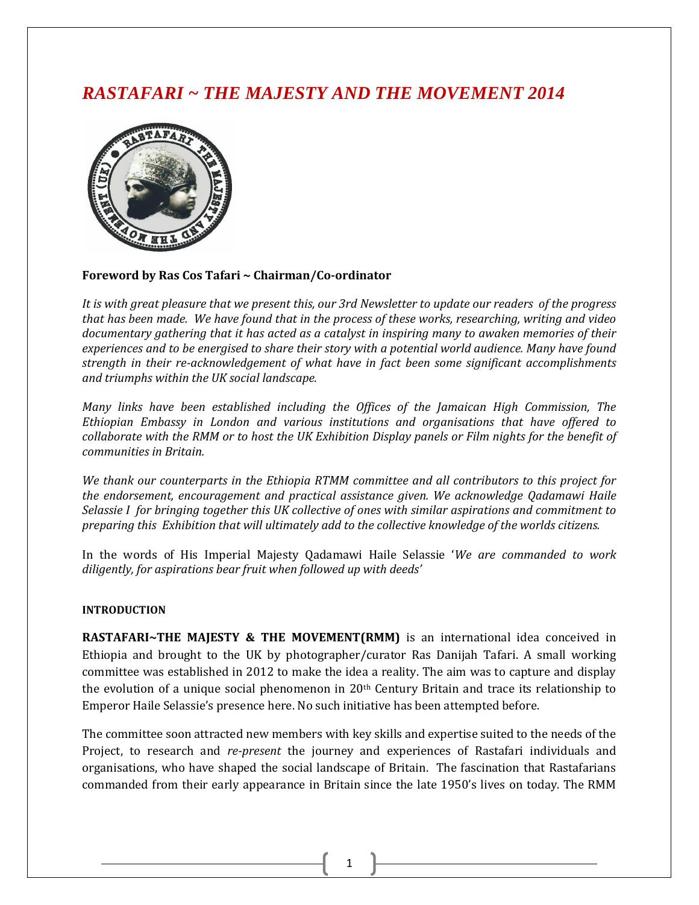# *RASTAFARI ~ THE MAJESTY AND THE MOVEMENT 2014*

**Foreword by Ras Cos Tafari ~ Chairman/Co-ordinator**

*It is with great pleasure that we present this, our 3rd Newsletter to update our readers of the progress that has been made. We have found that in the process of these works, researching, writing and video documentary gathering that it has acted as a catalyst in inspiring many to awaken memories of their experiences and to be energised to share their story with a potential world audience. Many have found strength in their re-acknowledgement of what have in fact been some significant accomplishments and triumphs within the UK social landscape.*

*Many links have been established including the Offices of the Jamaican High Commission, The Ethiopian Embassy in London and various institutions and organisations that have offered to collaborate with the RMM or to host the UK Exhibition Display panels or Film nights for the benefit of communities in Britain.*

*We thank our counterparts in the Ethiopia RTMM committee and all contributors to this project for the endorsement, encouragement and practical assistance given. We acknowledge Qadamawi Haile Selassie I for bringing together this UK collective of ones with similar aspirations and commitment to preparing this Exhibition that will ultimately add to the collective knowledge of the worlds citizens.*

In the words of His Imperial Majesty Qadamawi Haile Selassie '*We are commanded to work diligently, for aspirations bear fruit when followed up with deeds'*

**INTRODUCTION**

**RASTAFARI~THE MAJESTY & THE MOVEMENT(RMM)** is an international idea conceived in Ethiopia and brought to the UK by photographer/curator Ras Danijah Tafari. A small working committee was established in 2012 to make the idea a reality. The aim was to capture and display the evolution of a unique social phenomenon in 20th Century Britain and trace its relationship to Emperor Haile Selassie's presence here. No such initiative has been attempted before.

The committee soon attracted new members with key skills and expertise suited to the needs of the Project, to research and *re-present* the journey and experiences of Rastafari individuals and organisations, who have shaped the social landscape of Britain. The fascination that Rastafarians commanded from their early appearance in Britain since the late 1950's lives on today. The RMM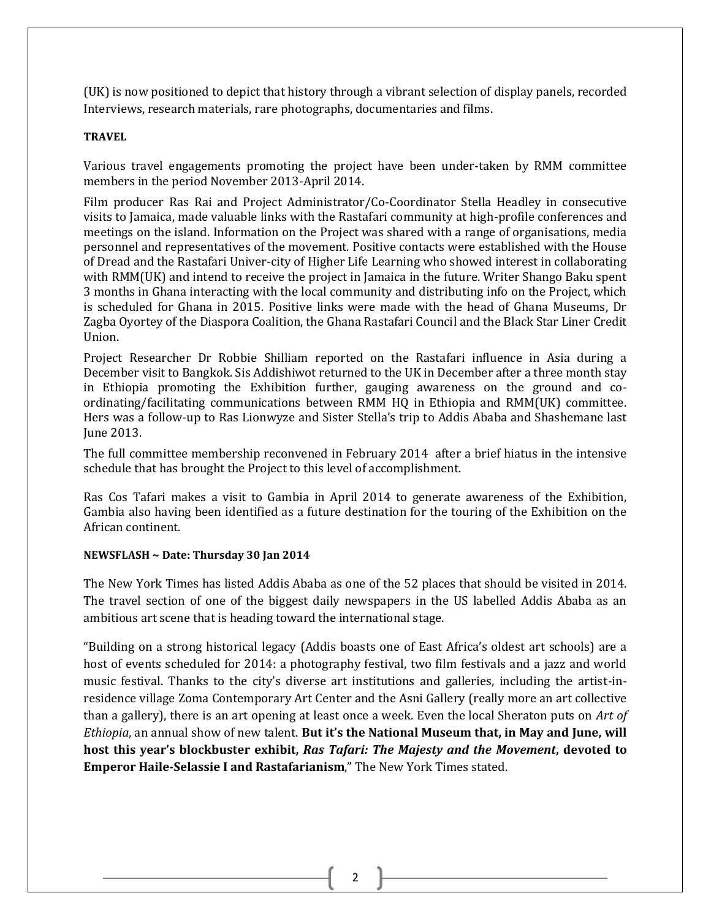(UK) is now positioned to depict that history through a vibrant selection of display panels, recorded Interviews, research materials, rare photographs, documentaries and films.

**TRAVEL**

Various travel engagements promoting the project have been under-taken by RMM committee members in the period November 2013-April 2014.

Film producer Ras Rai and Project Administrator/Co-Coordinator Stella Headley in consecutive visits to Jamaica, made valuable links with the Rastafari community at high-profile conferences and meetings on the island. Information on the Project was shared with a range of organisations, media personnel and representatives of the movement. Positive contacts were established with the House of Dread and the Rastafari Univer-city of Higher Life Learning who showed interest in collaborating with RMM(UK) and intend to receive the project in Jamaica in the future. Writer Shango Baku spent 3 months in Ghana interacting with the local community and distributing info on the Project, which is scheduled for Ghana in 2015. Positive links were made with the head of Ghana Museums, Dr Zagba Oyortey of the Diaspora Coalition, the Ghana Rastafari Council and the Black Star Liner Credit Union.

Project Researcher Dr Robbie Shilliam reported on the Rastafari influence in Asia during a December visit to Bangkok. Sis Addishiwot returned to the UK in December after a three month stay in Ethiopia promoting the Exhibition further, gauging awareness on the ground and co-ordinating/facilitating communications between RMM HQ in Ethiopia and RMM(UK) committee. Hers was a follow-up to Ras Lionwyze and Sister Stella's trip to Addis Ababa and Shashemane last June 2013.

The full committee membership reconvened in February 2014 after a brief hiatus in the intensive schedule that has brought the Project to this level of accomplishment.

Ras Cos Tafari makes a visit to Gambia in April 2014 to generate awareness of the Exhibition, Gambia also having been identified as a future destination for the touring of the Exhibition on the African continent.

**NEWSFLASH ~ Date: Thursday 30 Jan 2014**

The New York Times has listed Addis Ababa as one of the 52 places that should be visited in 2014. The travel section of one of the biggest daily newspapers in the US labelled Addis Ababa as an ambitious art scene that is heading toward the international stage.

"Building on a strong historical legacy (Addis boasts one of East Africa's oldest art schools) are a host of events scheduled for 2014: a photography festival, two film festivals and a jazz and world music festival. Thanks to the city's diverse art institutions and galleries, including the artist-in-residence village Zoma Contemporary Art Center and the Asni Gallery (really more an art collective than a gallery), there is an art opening at least once a week. Even the local Sheraton puts on *Art of Ethiopia*, an annual show of new talent. **But it's the National Museum that, in May and June, will host this year's blockbuster exhibit, *Ras Tafari: The Majesty and the Movement*, devoted to Emperor Haile-Selassie I and Rastafarianism**," The New York Times stated.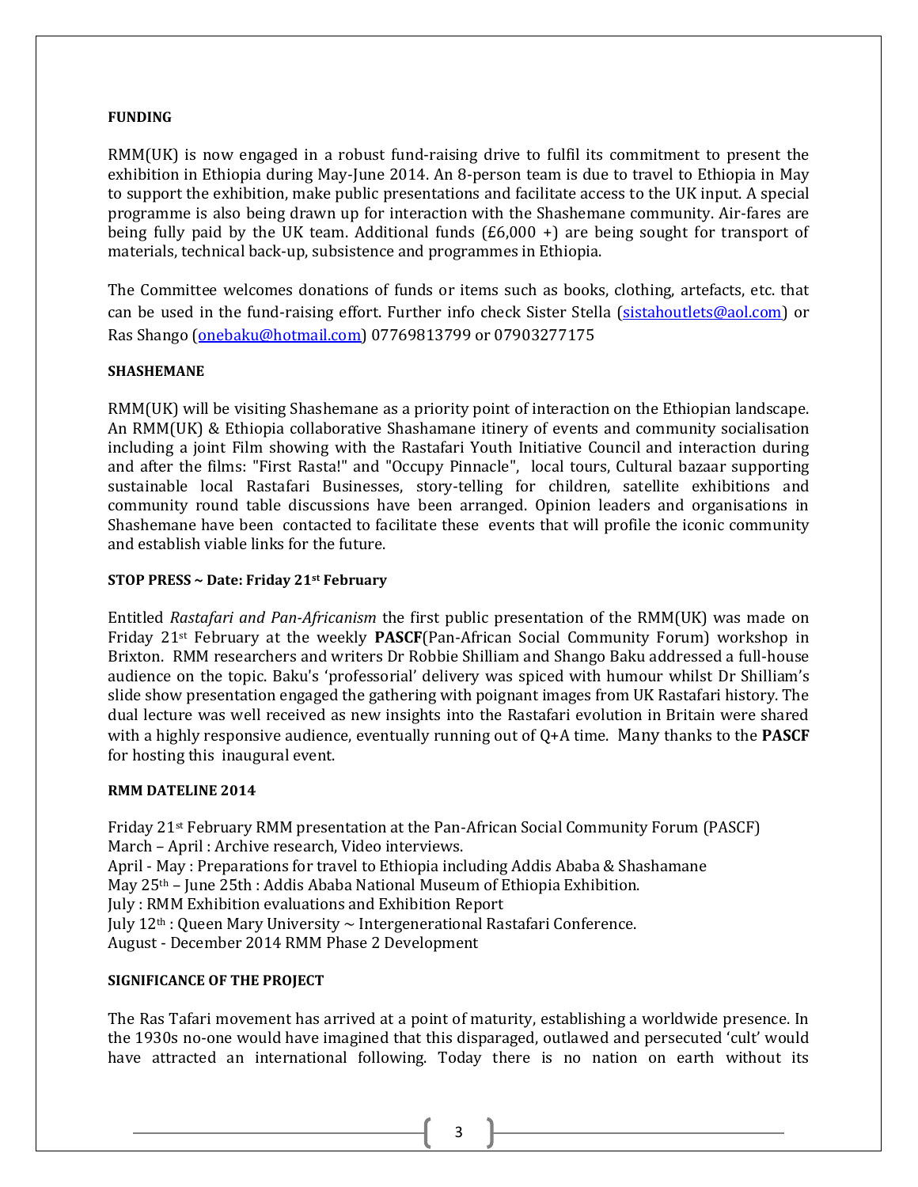**FUNDING**

RMM(UK) is now engaged in a robust fund-raising drive to fulfil its commitment to present the exhibition in Ethiopia during May-June 2014. An 8-person team is due to travel to Ethiopia in May to support the exhibition, make public presentations and facilitate access to the UK input. A special programme is also being drawn up for interaction with the Shashemane community. Air-fares are being fully paid by the UK team. Additional funds (£6,000 +) are being sought for transport of materials, technical back-up, subsistence and programmes in Ethiopia.

The Committee welcomes donations of funds or items such as books, clothing, artefacts, etc. that can be used in the fund-raising effort. Further info check Sister Stella (sistahoutlets@aol.com) or Ras Shango (onebaku@hotmail.com) 07769813799 or 07903277175

**SHASHEMANE**

RMM(UK) will be visiting Shashemane as a priority point of interaction on the Ethiopian landscape. An RMM(UK) & Ethiopia collaborative Shashamane itinery of events and community socialisation including a joint Film showing with the Rastafari Youth Initiative Council and interaction during and after the films: "First Rasta!" and "Occupy Pinnacle", local tours, Cultural bazaar supporting sustainable local Rastafari Businesses, story-telling for children, satellite exhibitions and community round table discussions have been arranged. Opinion leaders and organisations in Shashemane have been contacted to facilitate these events that will profile the iconic community and establish viable links for the future.

**STOP PRESS ~ Date: Friday 21st February**

Entitled *Rastafari and Pan-Africanism* the first public presentation of the RMM(UK) was made on Friday 21st February at the weekly **PASCF**(Pan-African Social Community Forum) workshop in Brixton. RMM researchers and writers Dr Robbie Shilliam and Shango Baku addressed a full-house audience on the topic. Baku's 'professorial' delivery was spiced with humour whilst Dr Shilliam's slide show presentation engaged the gathering with poignant images from UK Rastafari history. The dual lecture was well received as new insights into the Rastafari evolution in Britain were shared with a highly responsive audience, eventually running out of Q+A time. Many thanks to the **PASCF** for hosting this inaugural event.

**RMM DATELINE 2014**

Friday 21st February RMM presentation at the Pan-African Social Community Forum (PASCF)
March – April : Archive research, Video interviews.
April - May : Preparations for travel to Ethiopia including Addis Ababa & Shashamane
May 25th – June 25th : Addis Ababa National Museum of Ethiopia Exhibition.
July : RMM Exhibition evaluations and Exhibition Report
July 12th : Queen Mary University ~ Intergenerational Rastafari Conference.
August - December 2014 RMM Phase 2 Development

**SIGNIFICANCE OF THE PROJECT**

The Ras Tafari movement has arrived at a point of maturity, establishing a worldwide presence. In the 1930s no-one would have imagined that this disparaged, outlawed and persecuted 'cult' would have attracted an international following. Today there is no nation on earth without its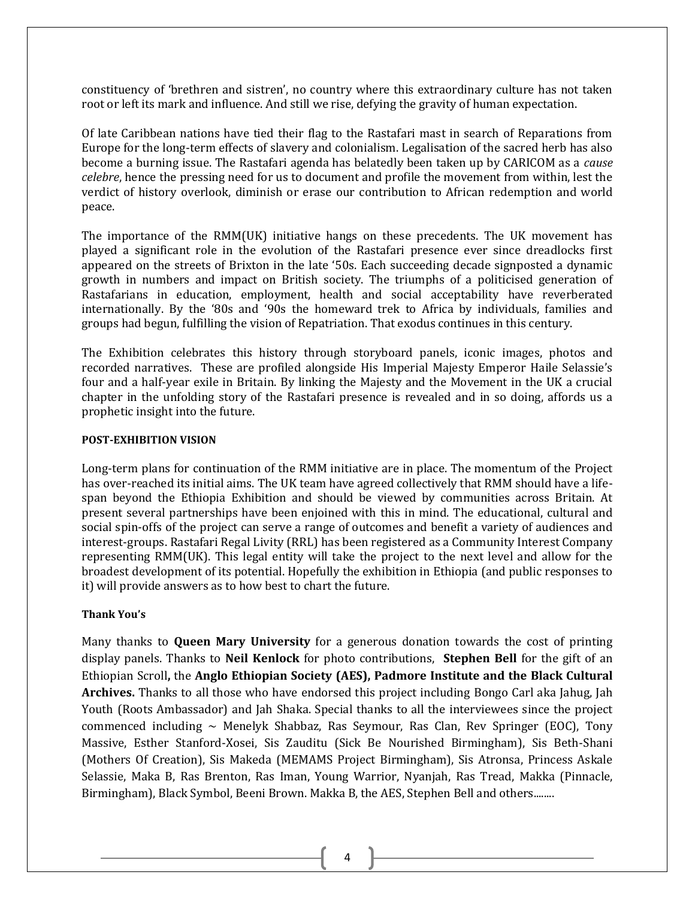constituency of 'brethren and sistren', no country where this extraordinary culture has not taken root or left its mark and influence. And still we rise, defying the gravity of human expectation.

Of late Caribbean nations have tied their flag to the Rastafari mast in search of Reparations from Europe for the long-term effects of slavery and colonialism. Legalisation of the sacred herb has also become a burning issue. The Rastafari agenda has belatedly been taken up by CARICOM as a *cause celebre*, hence the pressing need for us to document and profile the movement from within, lest the verdict of history overlook, diminish or erase our contribution to African redemption and world peace.

The importance of the RMM(UK) initiative hangs on these precedents. The UK movement has played a significant role in the evolution of the Rastafari presence ever since dreadlocks first appeared on the streets of Brixton in the late '50s. Each succeeding decade signposted a dynamic growth in numbers and impact on British society. The triumphs of a politicised generation of Rastafarians in education, employment, health and social acceptability have reverberated internationally. By the '80s and '90s the homeward trek to Africa by individuals, families and groups had begun, fulfilling the vision of Repatriation. That exodus continues in this century.

The Exhibition celebrates this history through storyboard panels, iconic images, photos and recorded narratives. These are profiled alongside His Imperial Majesty Emperor Haile Selassie's four and a half-year exile in Britain. By linking the Majesty and the Movement in the UK a crucial chapter in the unfolding story of the Rastafari presence is revealed and in so doing, affords us a prophetic insight into the future.

**POST-EXHIBITION VISION**

Long-term plans for continuation of the RMM initiative are in place. The momentum of the Project has over-reached its initial aims. The UK team have agreed collectively that RMM should have a life-span beyond the Ethiopia Exhibition and should be viewed by communities across Britain. At present several partnerships have been enjoined with this in mind. The educational, cultural and social spin-offs of the project can serve a range of outcomes and benefit a variety of audiences and interest-groups. Rastafari Regal Livity (RRL) has been registered as a Community Interest Company representing RMM(UK). This legal entity will take the project to the next level and allow for the broadest development of its potential. Hopefully the exhibition in Ethiopia (and public responses to it) will provide answers as to how best to chart the future.

**Thank You's**

Many thanks to **Queen Mary University** for a generous donation towards the cost of printing display panels. Thanks to **Neil Kenlock** for photo contributions, **Stephen Bell** for the gift of an Ethiopian Scroll**,** the **Anglo Ethiopian Society (AES), Padmore Institute and the Black Cultural Archives.** Thanks to all those who have endorsed this project including Bongo Carl aka Jahug, Jah Youth (Roots Ambassador) and Jah Shaka. Special thanks to all the interviewees since the project commenced including ~ Menelyk Shabbaz, Ras Seymour, Ras Clan, Rev Springer (EOC), Tony Massive, Esther Stanford-Xosei, Sis Zauditu (Sick Be Nourished Birmingham), Sis Beth-Shani (Mothers Of Creation), Sis Makeda (MEMAMS Project Birmingham), Sis Atronsa, Princess Askale Selassie, Maka B, Ras Brenton, Ras Iman, Young Warrior, Nyanjah, Ras Tread, Makka (Pinnacle, Birmingham), Black Symbol, Beeni Brown. Makka B, the AES, Stephen Bell and others........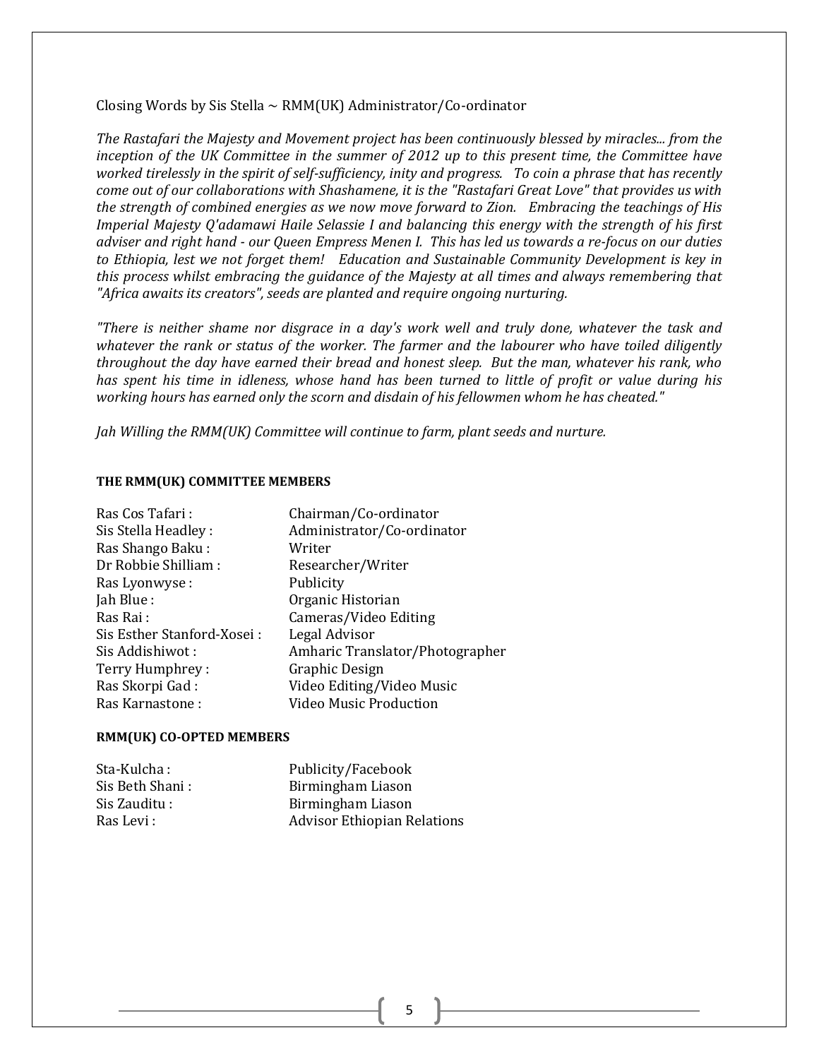Closing Words by Sis Stella ~ RMM(UK) Administrator/Co-ordinator

*The Rastafari the Majesty and Movement project has been continuously blessed by miracles... from the inception of the UK Committee in the summer of 2012 up to this present time, the Committee have worked tirelessly in the spirit of self-sufficiency, inity and progress. To coin a phrase that has recently come out of our collaborations with Shashamene, it is the "Rastafari Great Love" that provides us with the strength of combined energies as we now move forward to Zion. Embracing the teachings of His Imperial Majesty Q'adamawi Haile Selassie I and balancing this energy with the strength of his first adviser and right hand - our Queen Empress Menen I. This has led us towards a re-focus on our duties to Ethiopia, lest we not forget them! Education and Sustainable Community Development is key in this process whilst embracing the guidance of the Majesty at all times and always remembering that "Africa awaits its creators", seeds are planted and require ongoing nurturing.*

*"There is neither shame nor disgrace in a day's work well and truly done, whatever the task and whatever the rank or status of the worker. The farmer and the labourer who have toiled diligently throughout the day have earned their bread and honest sleep. But the man, whatever his rank, who has spent his time in idleness, whose hand has been turned to little of profit or value during his working hours has earned only the scorn and disdain of his fellowmen whom he has cheated."*

*Jah Willing the RMM(UK) Committee will continue to farm, plant seeds and nurture.*

**THE RMM(UK) COMMITTEE MEMBERS**

| | |
|---|---|
| Ras Cos Tafari : | Chairman/Co-ordinator |
| Sis Stella Headley : | Administrator/Co-ordinator |
| Ras Shango Baku : | Writer |
| Dr Robbie Shilliam : | Researcher/Writer |
| Ras Lyonwyse : | Publicity |
| Jah Blue : | Organic Historian |
| Ras Rai : | Cameras/Video Editing |
| Sis Esther Stanford-Xosei : | Legal Advisor |
| Sis Addishiwot : | Amharic Translator/Photographer |
| Terry Humphrey : | Graphic Design |
| Ras Skorpi Gad : | Video Editing/Video Music |
| Ras Karnastone : | Video Music Production |

**RMM(UK) CO-OPTED MEMBERS**

| | |
|---|---|
| Sta-Kulcha : | Publicity/Facebook |
| Sis Beth Shani : | Birmingham Liason |
| Sis Zauditu : | Birmingham Liason |
| Ras Levi : | Advisor Ethiopian Relations |